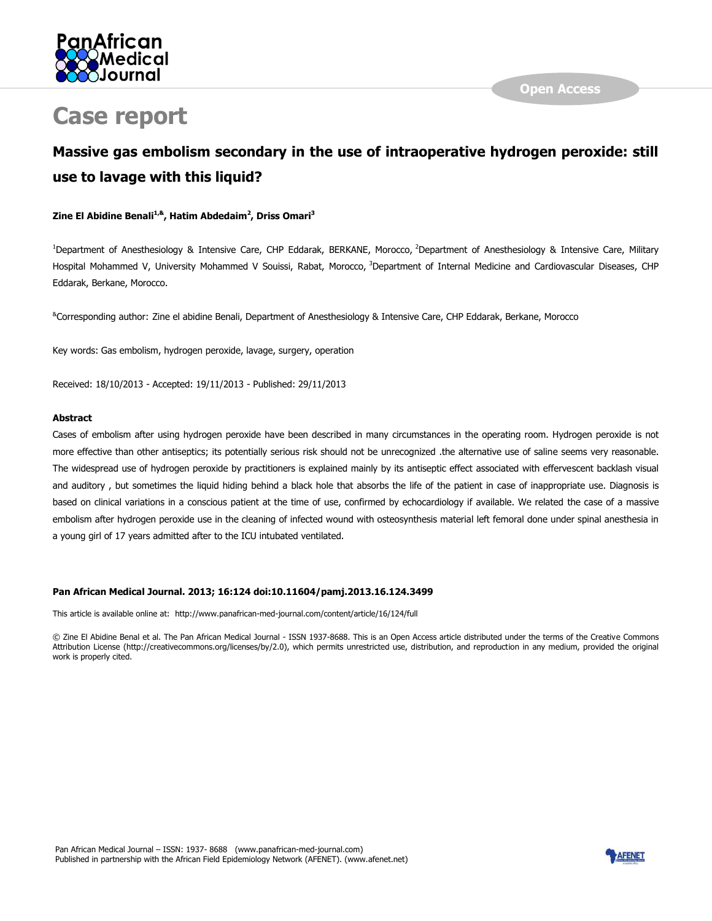# Case report

## Massive gas embolism secondary in the use of intraoperative hydrogen peroxide: still use to lavage with this liquid?

**Zine El Abidine Benali[1,&], Hatim Abdedaim[2], Driss Omari[3]**

[1]Department of Anesthesiology & Intensive Care, CHP Eddarak, BERKANE, Morocco, [2]Department of Anesthesiology & Intensive Care, Military Hospital Mohammed V, University Mohammed V Souissi, Rabat, Morocco, [3]Department of Internal Medicine and Cardiovascular Diseases, CHP Eddarak, Berkane, Morocco.

[&]Corresponding author: Zine el abidine Benali, Department of Anesthesiology & Intensive Care, CHP Eddarak, Berkane, Morocco

Key words: Gas embolism, hydrogen peroxide, lavage, surgery, operation

Received: 18/10/2013 - Accepted: 19/11/2013 - Published: 29/11/2013

### Abstract

Cases of embolism after using hydrogen peroxide have been described in many circumstances in the operating room. Hydrogen peroxide is not more effective than other antiseptics; its potentially serious risk should not be unrecognized .the alternative use of saline seems very reasonable. The widespread use of hydrogen peroxide by practitioners is explained mainly by its antiseptic effect associated with effervescent backlash visual and auditory , but sometimes the liquid hiding behind a black hole that absorbs the life of the patient in case of inappropriate use. Diagnosis is based on clinical variations in a conscious patient at the time of use, confirmed by echocardiology if available. We related the case of a massive embolism after hydrogen peroxide use in the cleaning of infected wound with osteosynthesis material left femoral done under spinal anesthesia in a young girl of 17 years admitted after to the ICU intubated ventilated.

**Pan African Medical Journal. 2013; 16:124 doi:10.11604/pamj.2013.16.124.3499**

This article is available online at: http://www.panafrican-med-journal.com/content/article/16/124/full

© Zine El Abidine Benal et al. The Pan African Medical Journal - ISSN 1937-8688. This is an Open Access article distributed under the terms of the Creative Commons Attribution License (http://creativecommons.org/licenses/by/2.0), which permits unrestricted use, distribution, and reproduction in any medium, provided the original work is properly cited.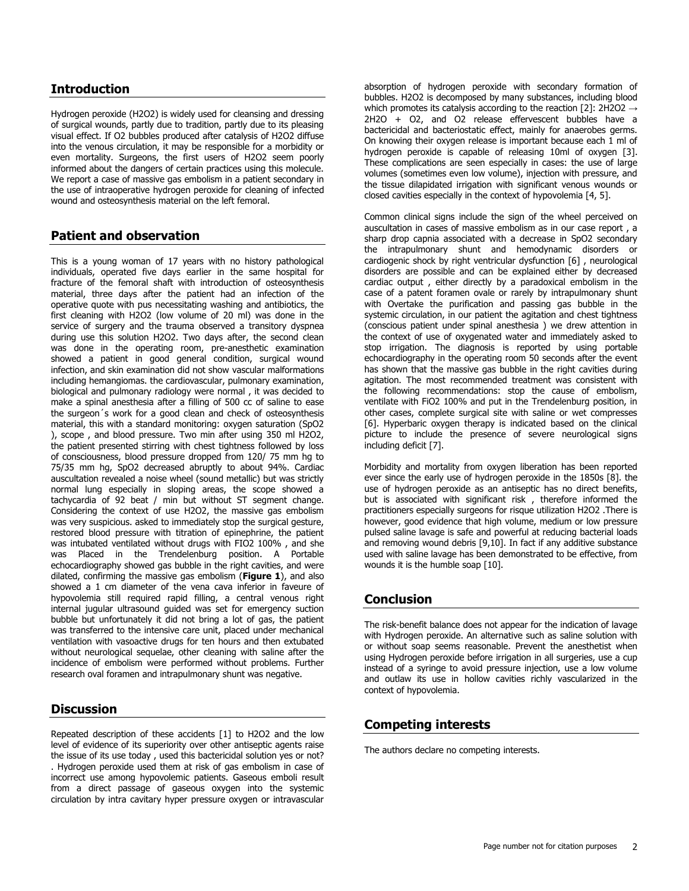## Introduction

Hydrogen peroxide ($H_2O_2$) is widely used for cleansing and dressing of surgical wounds, partly due to tradition, partly due to its pleasing visual effect. If $O_2$ bubbles produced after catalysis of $H_2O_2$ diffuse into the venous circulation, it may be responsible for a morbidity or even mortality. Surgeons, the first users of $H_2O_2$ seem poorly informed about the dangers of certain practices using this molecule. We report a case of massive gas embolism in a patient secondary in the use of intraoperative hydrogen peroxide for cleaning of infected wound and osteosynthesis material on the left femoral.

## Patient and observation

This is a young woman of 17 years with no history pathological individuals, operated five days earlier in the same hospital for fracture of the femoral shaft with introduction of osteosynthesis material, three days after the patient had an infection of the operative quote with pus necessitating washing and antibiotics, the first cleaning with $H_2O_2$ (low volume of 20 ml) was done in the service of surgery and the trauma observed a transitory dyspnea during use this solution $H_2O_2$. Two days after, the second clean was done in the operating room, pre-anesthetic examination showed a patient in good general condition, surgical wound infection, and skin examination did not show vascular malformations including hemangiomas. the cardiovascular, pulmonary examination, biological and pulmonary radiology were normal , it was decided to make a spinal anesthesia after a filling of 500 cc of saline to ease the surgeon´s work for a good clean and check of osteosynthesis material, this with a standard monitoring: oxygen saturation ($SpO_2$ ), scope , and blood pressure. Two min after using 350 ml $H_2O_2$, the patient presented stirring with chest tightness followed by loss of consciousness, blood pressure dropped from 120/ 75 mm hg to 75/35 mm hg, $SpO_2$ decreased abruptly to about 94%. Cardiac auscultation revealed a noise wheel (sound metallic) but was strictly normal lung especially in sloping areas, the scope showed a tachycardia of 92 beat / min but without ST segment change. Considering the context of use $H_2O_2$, the massive gas embolism was very suspicious. asked to immediately stop the surgical gesture, restored blood pressure with titration of epinephrine, the patient was intubated ventilated without drugs with $FIO_2$ 100% , and she was Placed in the Trendelenburg position. A Portable echocardiography showed gas bubble in the right cavities, and were dilated, confirming the massive gas embolism (**Figure 1**), and also showed a 1 cm diameter of the vena cava inferior in faveure of hypovolemia still required rapid filling, a central venous right internal jugular ultrasound guided was set for emergency suction bubble but unfortunately it did not bring a lot of gas, the patient was transferred to the intensive care unit, placed under mechanical ventilation with vasoactive drugs for ten hours and then extubated without neurological sequelae, other cleaning with saline after the incidence of embolism were performed without problems. Further research oval foramen and intrapulmonary shunt was negative.

## Discussion

Repeated description of these accidents [1] to $H_2O_2$ and the low level of evidence of its superiority over other antiseptic agents raise the issue of its use today , used this bactericidal solution yes or not? . Hydrogen peroxide used them at risk of gas embolism in case of incorrect use among hypovolemic patients. Gaseous emboli result from a direct passage of gaseous oxygen into the systemic circulation by intra cavitary hyper pressure oxygen or intravascular absorption of hydrogen peroxide with secondary formation of bubbles. $H_2O_2$ is decomposed by many substances, including blood which promotes its catalysis according to the reaction [2]: $2H_2O_2 \rightarrow 2H_2O + O_2$, and $O_2$ release effervescent bubbles have a bactericidal and bacteriostatic effect, mainly for anaerobes germs. On knowing their oxygen release is important because each 1 ml of hydrogen peroxide is capable of releasing 10ml of oxygen [3]. These complications are seen especially in cases: the use of large volumes (sometimes even low volume), injection with pressure, and the tissue dilapidated irrigation with significant venous wounds or closed cavities especially in the context of hypovolemia [4, 5].

Common clinical signs include the sign of the wheel perceived on auscultation in cases of massive embolism as in our case report , a sharp drop capnia associated with a decrease in $SpO_2$ secondary the intrapulmonary shunt and hemodynamic disorders or cardiogenic shock by right ventricular dysfunction [6] , neurological disorders are possible and can be explained either by decreased cardiac output , either directly by a paradoxical embolism in the case of a patent foramen ovale or rarely by intrapulmonary shunt with Overtake the purification and passing gas bubble in the systemic circulation, in our patient the agitation and chest tightness (conscious patient under spinal anesthesia ) we drew attention in the context of use of oxygenated water and immediately asked to stop irrigation. The diagnosis is reported by using portable echocardiography in the operating room 50 seconds after the event has shown that the massive gas bubble in the right cavities during agitation. The most recommended treatment was consistent with the following recommendations: stop the cause of embolism, ventilate with $FiO_2$ 100% and put in the Trendelenburg position, in other cases, complete surgical site with saline or wet compresses [6]. Hyperbaric oxygen therapy is indicated based on the clinical picture to include the presence of severe neurological signs including deficit [7].

Morbidity and mortality from oxygen liberation has been reported ever since the early use of hydrogen peroxide in the 1850s [8]. the use of hydrogen peroxide as an antiseptic has no direct benefits, but is associated with significant risk , therefore informed the practitioners especially surgeons for risque utilization $H_2O_2$ .There is however, good evidence that high volume, medium or low pressure pulsed saline lavage is safe and powerful at reducing bacterial loads and removing wound debris [9,10]. In fact if any additive substance used with saline lavage has been demonstrated to be effective, from wounds it is the humble soap [10].

## Conclusion

The risk-benefit balance does not appear for the indication of lavage with Hydrogen peroxide. An alternative such as saline solution with or without soap seems reasonable. Prevent the anesthetist when using Hydrogen peroxide before irrigation in all surgeries, use a cup instead of a syringe to avoid pressure injection, use a low volume and outlaw its use in hollow cavities richly vascularized in the context of hypovolemia.

## Competing interests

The authors declare no competing interests.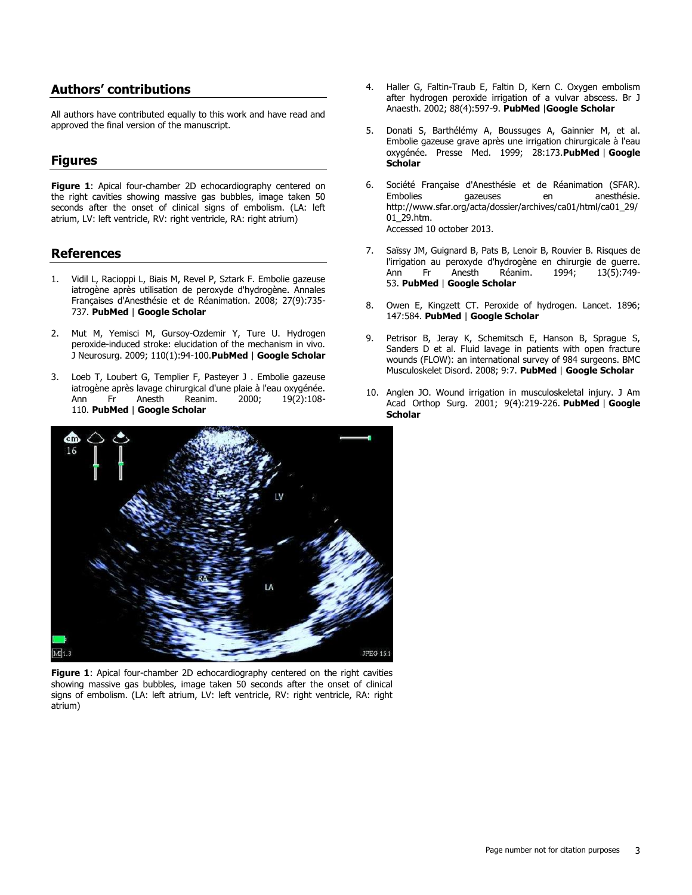## Authors' contributions

All authors have contributed equally to this work and have read and approved the final version of the manuscript.

## Figures

**Figure 1**: Apical four-chamber 2D echocardiography centered on the right cavities showing massive gas bubbles, image taken 50 seconds after the onset of clinical signs of embolism. (LA: left atrium, LV: left ventricle, RV: right ventricle, RA: right atrium)

## References

1. Vidil L, Racioppi L, Biais M, Revel P, Sztark F. Embolie gazeuse iatrogène après utilisation de peroxyde d'hydrogène. Annales Françaises d'Anesthésie et de Réanimation. 2008; 27(9):735-737. **PubMed** | **Google Scholar**

2. Mut M, Yemisci M, Gursoy-Ozdemir Y, Ture U. Hydrogen peroxide-induced stroke: elucidation of the mechanism in vivo. J Neurosurg. 2009; 110(1):94-100.**PubMed** | **Google Scholar**

3. Loeb T, Loubert G, Templier F, Pasteyer J . Embolie gazeuse iatrogène après lavage chirurgical d'une plaie à l'eau oxygénée. Ann Fr Anesth Reanim. 2000; 19(2):108-110. **PubMed** | **Google Scholar**

4. Haller G, Faltin-Traub E, Faltin D, Kern C. Oxygen embolism after hydrogen peroxide irrigation of a vulvar abscess. Br J Anaesth. 2002; 88(4):597-9. **PubMed** |**Google Scholar**

5. Donati S, Barthélémy A, Boussuges A, Gainnier M, et al. Embolie gazeuse grave après une irrigation chirurgicale à l'eau oxygénée. Presse Med. 1999; 28:173.**PubMed** | **Google Scholar**

6. Société Française d'Anesthésie et de Réanimation (SFAR). Embolies gazeuses en anesthésie. http://www.sfar.org/acta/dossier/archives/ca01/html/ca01_29/01_29.htm. Accessed 10 october 2013.

7. Saïssy JM, Guignard B, Pats B, Lenoir B, Rouvier B. Risques de l'irrigation au peroxyde d'hydrogène en chirurgie de guerre. Ann Fr Anesth Réanim. 1994; 13(5):749-53. **PubMed** | **Google Scholar**

8. Owen E, Kingzett CT. Peroxide of hydrogen. Lancet. 1896; 147:584. **PubMed** | **Google Scholar**

9. Petrisor B, Jeray K, Schemitsch E, Hanson B, Sprague S, Sanders D et al. Fluid lavage in patients with open fracture wounds (FLOW): an international survey of 984 surgeons. BMC Musculoskelet Disord. 2008; 9:7. **PubMed** | **Google Scholar**

10. Anglen JO. Wound irrigation in musculoskeletal injury. J Am Acad Orthop Surg. 2001; 9(4):219-226. **PubMed** | **Google Scholar**

**Figure 1**: Apical four-chamber 2D echocardiography centered on the right cavities showing massive gas bubbles, image taken 50 seconds after the onset of clinical signs of embolism. (LA: left atrium, LV: left ventricle, RV: right ventricle, RA: right atrium)